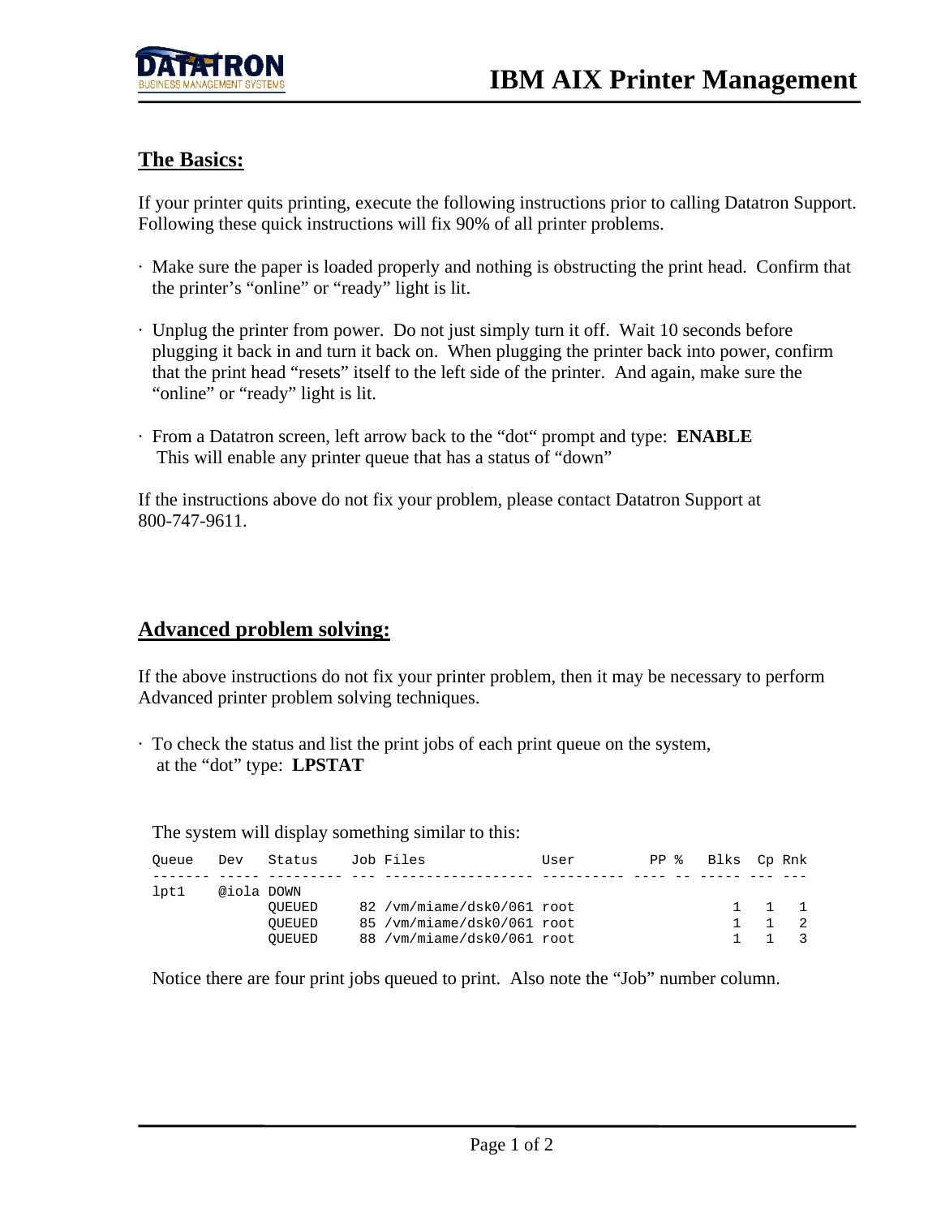# IBM AIX Printer Management

## The Basics:

If your printer quits printing, execute the following instructions prior to calling Datatron Support. Following these quick instructions will fix 90% of all printer problems.

· Make sure the paper is loaded properly and nothing is obstructing the print head. Confirm that the printer's "online" or "ready" light is lit.

· Unplug the printer from power. Do not just simply turn it off. Wait 10 seconds before plugging it back in and turn it back on. When plugging the printer back into power, confirm that the print head "resets" itself to the left side of the printer. And again, make sure the "online" or "ready" light is lit.

· From a Datatron screen, left arrow back to the "dot" prompt and type: **ENABLE** This will enable any printer queue that has a status of "down"

If the instructions above do not fix your problem, please contact Datatron Support at 800-747-9611.

## Advanced problem solving:

If the above instructions do not fix your printer problem, then it may be necessary to perform Advanced printer problem solving techniques.

· To check the status and list the print jobs of each print queue on the system, at the "dot" type: **LPSTAT**

The system will display something similar to this:

```
Queue   Dev   Status    Job Files              User         PP %   Blks  Cp Rnk
------- ----- --------- --- ------------------ ---------- ---- -- ----- --- ---
lpt1    @iola DOWN
              QUEUED     82 /vm/miame/dsk0/061 root                   1   1   1
              QUEUED     85 /vm/miame/dsk0/061 root                   1   1   2
              QUEUED     88 /vm/miame/dsk0/061 root                   1   1   3
```

Notice there are four print jobs queued to print. Also note the "Job" number column.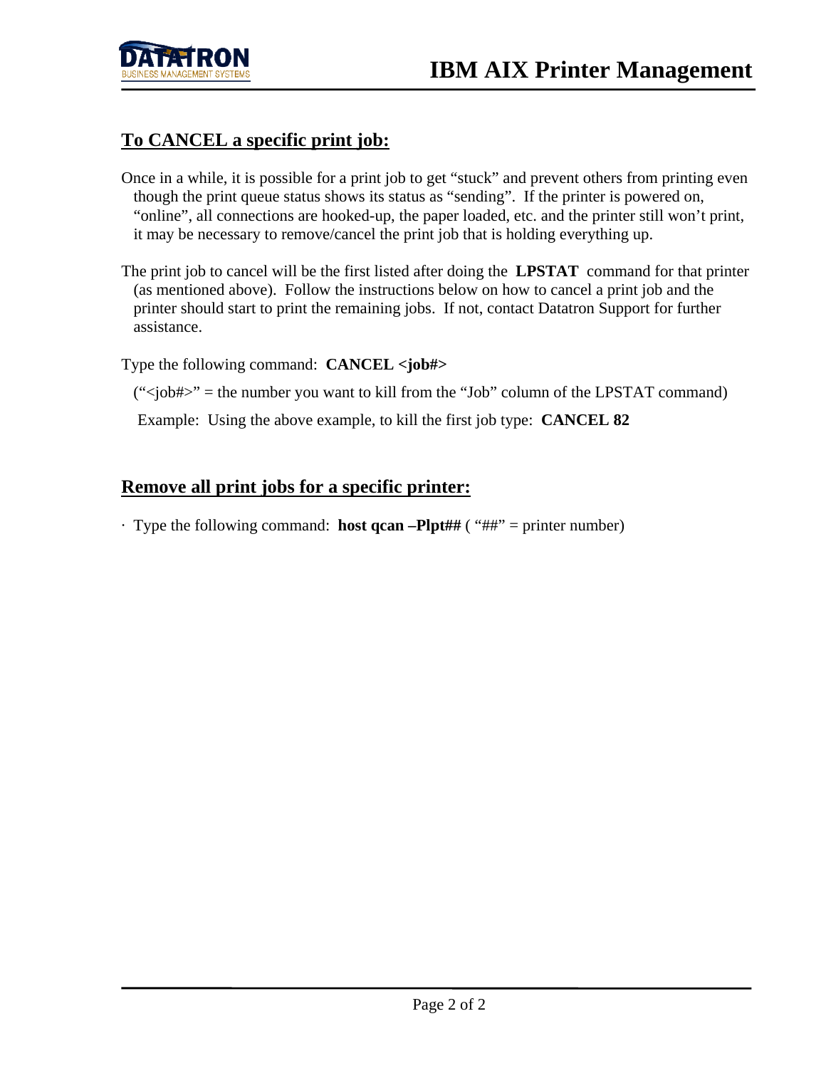## To CANCEL a specific print job:

Once in a while, it is possible for a print job to get "stuck" and prevent others from printing even though the print queue status shows its status as "sending". If the printer is powered on, "online", all connections are hooked-up, the paper loaded, etc. and the printer still won't print, it may be necessary to remove/cancel the print job that is holding everything up.

The print job to cancel will be the first listed after doing the **LPSTAT** command for that printer (as mentioned above). Follow the instructions below on how to cancel a print job and the printer should start to print the remaining jobs. If not, contact Datatron Support for further assistance.

Type the following command: **CANCEL <job#>**

("<job#>" = the number you want to kill from the "Job" column of the LPSTAT command)

Example: Using the above example, to kill the first job type: **CANCEL 82**

## Remove all print jobs for a specific printer:

· Type the following command: **host qcan –Plpt##** ( "##" = printer number)